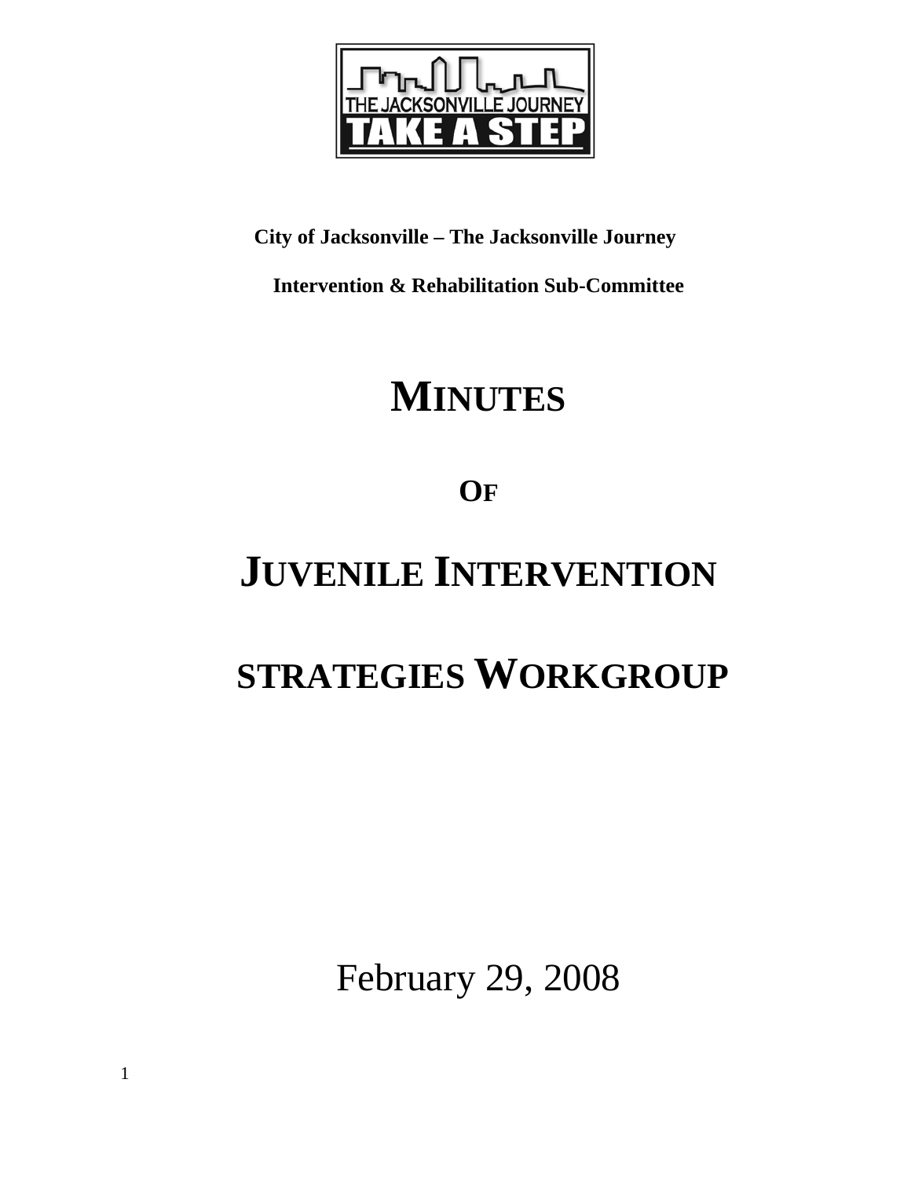THE JACKSONVILLE JOURNEY

TAKE A STEP

**City of Jacksonville – The Jacksonville Journey**

**Intervention & Rehabilitation Sub-Committee**

# MINUTES

## OF

# JUVENILE INTERVENTION

# STRATEGIES WORKGROUP

February 29, 2008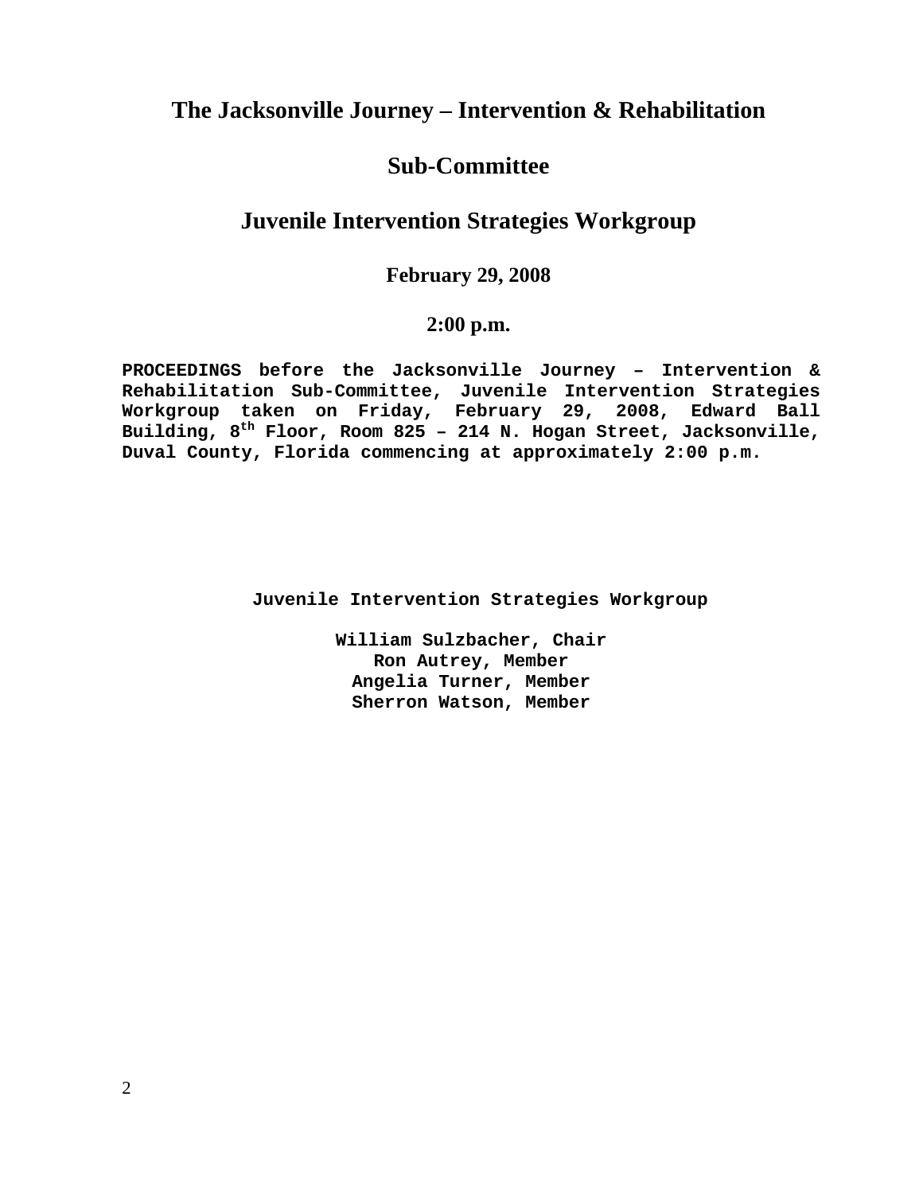# The Jacksonville Journey – Intervention & Rehabilitation

# Sub-Committee

# Juvenile Intervention Strategies Workgroup

**February 29, 2008**

**2:00 p.m.**

**PROCEEDINGS before the Jacksonville Journey – Intervention & Rehabilitation Sub-Committee, Juvenile Intervention Strategies Workgroup taken on Friday, February 29, 2008, Edward Ball Building, 8th Floor, Room 825 – 214 N. Hogan Street, Jacksonville, Duval County, Florida commencing at approximately 2:00 p.m.**

**Juvenile Intervention Strategies Workgroup**

**William Sulzbacher, Chair**
**Ron Autrey, Member**
**Angelia Turner, Member**
**Sherron Watson, Member**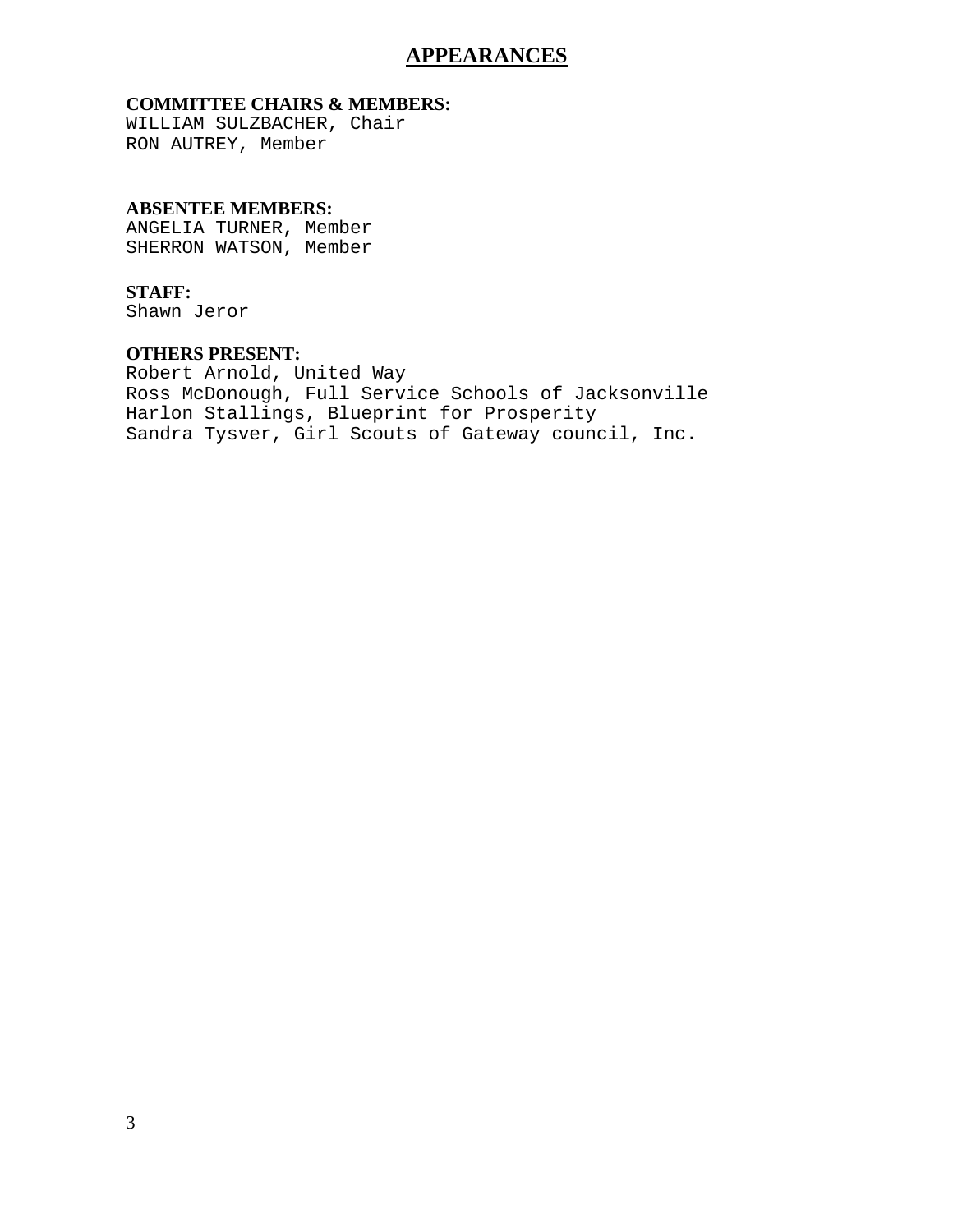# APPEARANCES

**COMMITTEE CHAIRS & MEMBERS:**
WILLIAM SULZBACHER, Chair
RON AUTREY, Member

**ABSENTEE MEMBERS:**
ANGELIA TURNER, Member
SHERRON WATSON, Member

**STAFF:**
Shawn Jeror

**OTHERS PRESENT:**
Robert Arnold, United Way
Ross McDonough, Full Service Schools of Jacksonville
Harlon Stallings, Blueprint for Prosperity
Sandra Tysver, Girl Scouts of Gateway council, Inc.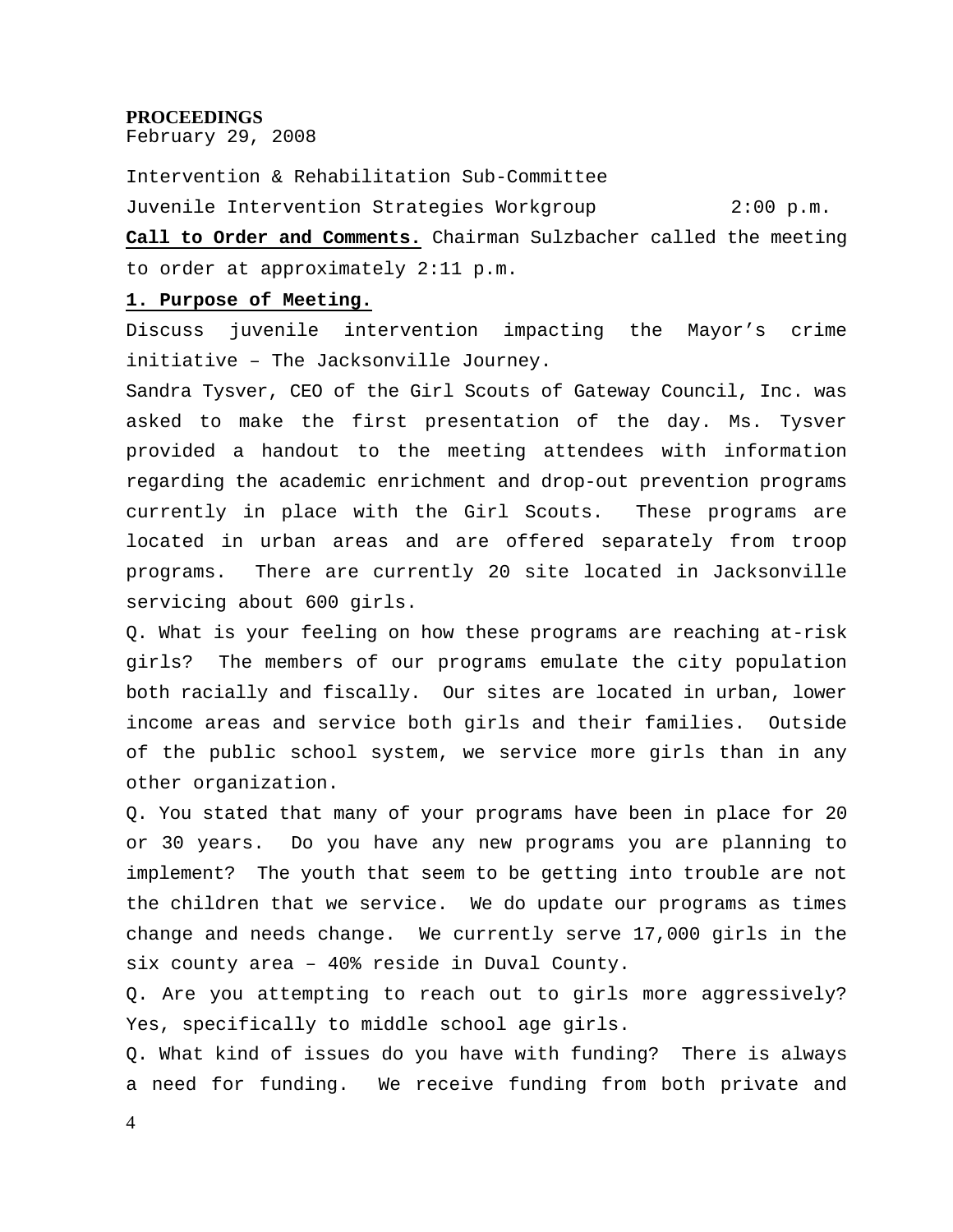**PROCEEDINGS**

February 29, 2008

Intervention & Rehabilitation Sub-Committee

Juvenile Intervention Strategies Workgroup 2:00 p.m.

**Call to Order and Comments.** Chairman Sulzbacher called the meeting to order at approximately 2:11 p.m.

**1. Purpose of Meeting.**

Discuss juvenile intervention impacting the Mayor's crime initiative – The Jacksonville Journey.

Sandra Tysver, CEO of the Girl Scouts of Gateway Council, Inc. was asked to make the first presentation of the day. Ms. Tysver provided a handout to the meeting attendees with information regarding the academic enrichment and drop-out prevention programs currently in place with the Girl Scouts. These programs are located in urban areas and are offered separately from troop programs. There are currently 20 site located in Jacksonville servicing about 600 girls.

Q. What is your feeling on how these programs are reaching at-risk girls? The members of our programs emulate the city population both racially and fiscally. Our sites are located in urban, lower income areas and service both girls and their families. Outside of the public school system, we service more girls than in any other organization.

Q. You stated that many of your programs have been in place for 20 or 30 years. Do you have any new programs you are planning to implement? The youth that seem to be getting into trouble are not the children that we service. We do update our programs as times change and needs change. We currently serve 17,000 girls in the six county area – 40% reside in Duval County.

Q. Are you attempting to reach out to girls more aggressively? Yes, specifically to middle school age girls.

Q. What kind of issues do you have with funding? There is always a need for funding. We receive funding from both private and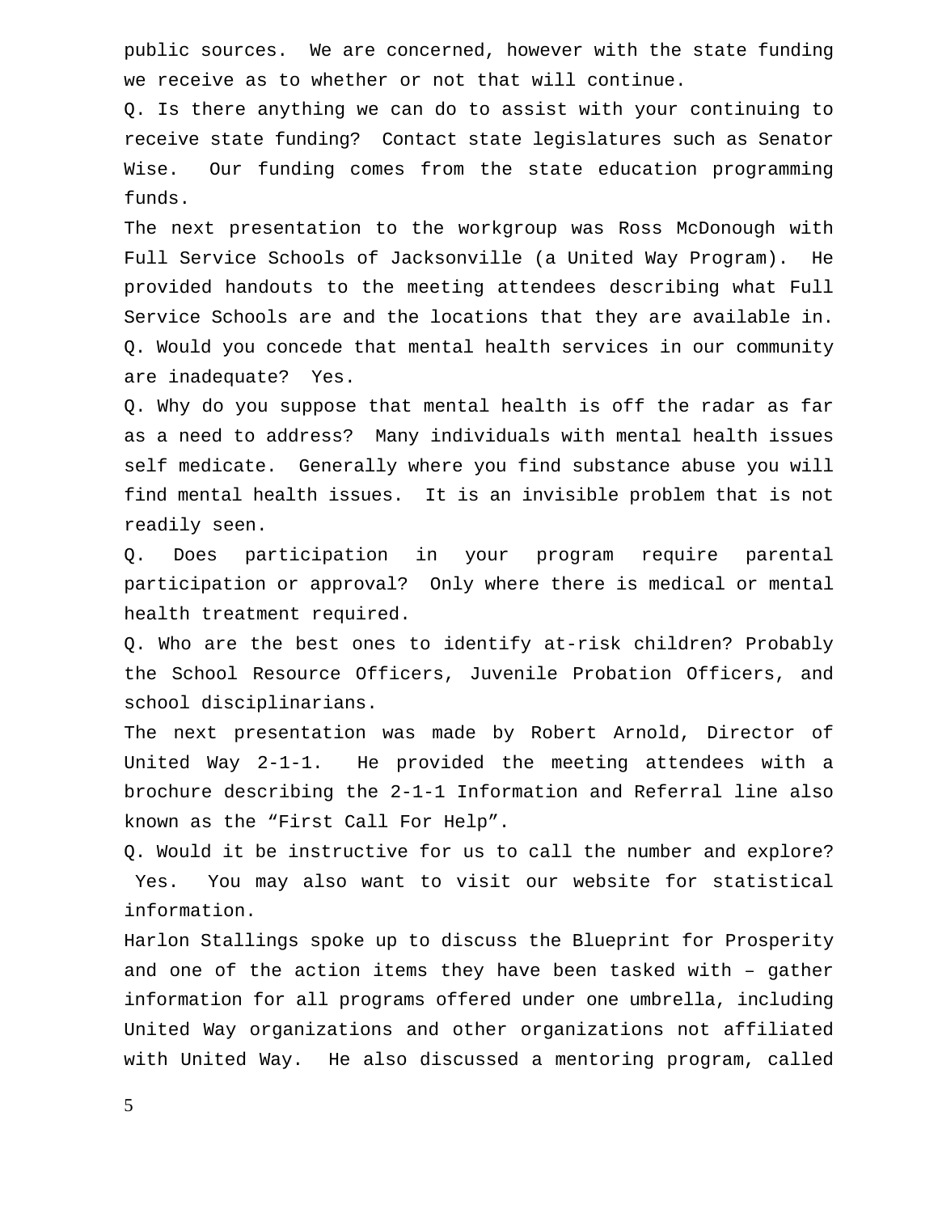public sources. We are concerned, however with the state funding we receive as to whether or not that will continue.

Q. Is there anything we can do to assist with your continuing to receive state funding? Contact state legislatures such as Senator Wise. Our funding comes from the state education programming funds.

The next presentation to the workgroup was Ross McDonough with Full Service Schools of Jacksonville (a United Way Program). He provided handouts to the meeting attendees describing what Full Service Schools are and the locations that they are available in.

Q. Would you concede that mental health services in our community are inadequate? Yes.

Q. Why do you suppose that mental health is off the radar as far as a need to address? Many individuals with mental health issues self medicate. Generally where you find substance abuse you will find mental health issues. It is an invisible problem that is not readily seen.

Q. Does participation in your program require parental participation or approval? Only where there is medical or mental health treatment required.

Q. Who are the best ones to identify at-risk children? Probably the School Resource Officers, Juvenile Probation Officers, and school disciplinarians.

The next presentation was made by Robert Arnold, Director of United Way 2-1-1. He provided the meeting attendees with a brochure describing the 2-1-1 Information and Referral line also known as the “First Call For Help”.

Q. Would it be instructive for us to call the number and explore? Yes. You may also want to visit our website for statistical information.

Harlon Stallings spoke up to discuss the Blueprint for Prosperity and one of the action items they have been tasked with – gather information for all programs offered under one umbrella, including United Way organizations and other organizations not affiliated with United Way. He also discussed a mentoring program, called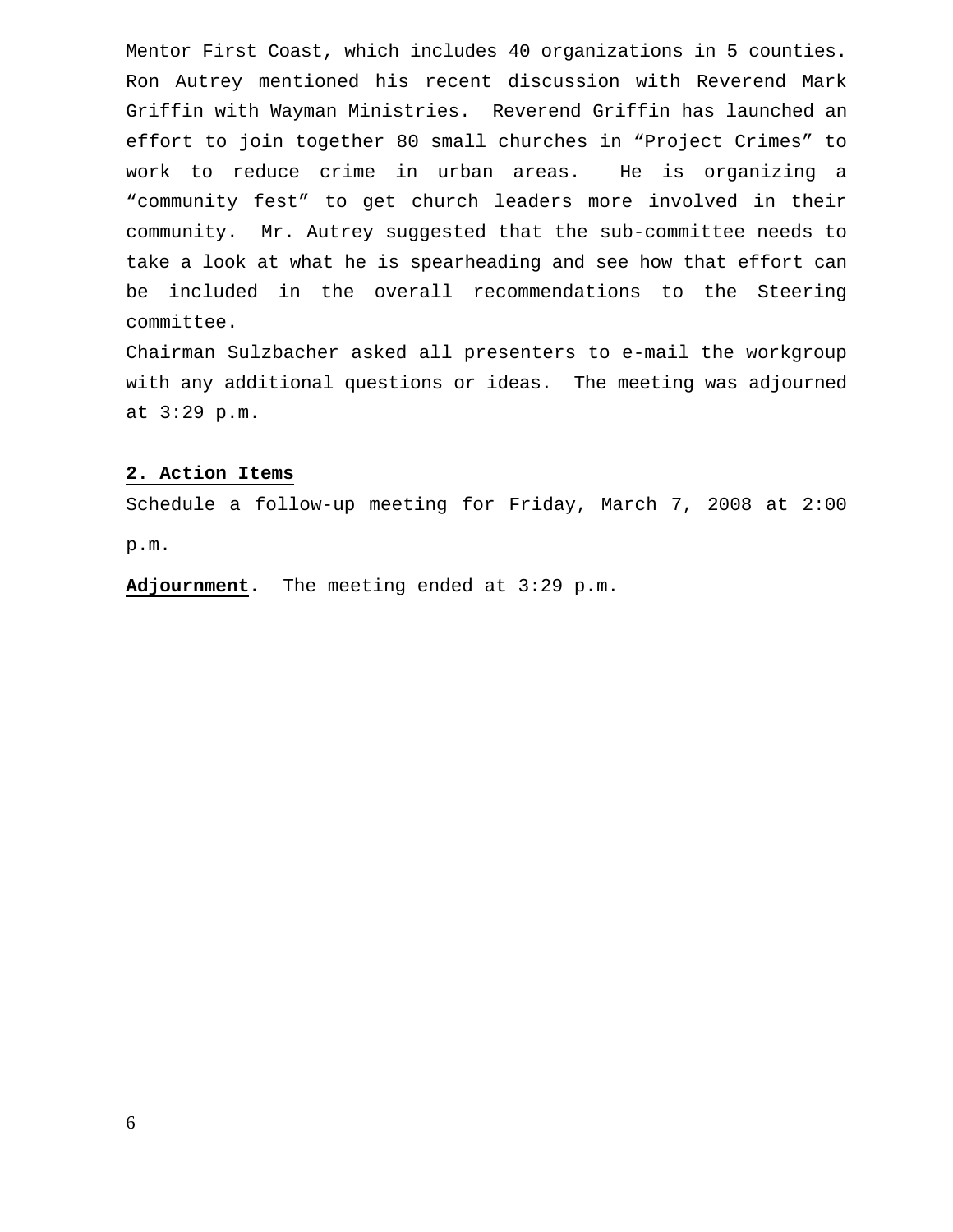Mentor First Coast, which includes 40 organizations in 5 counties. Ron Autrey mentioned his recent discussion with Reverend Mark Griffin with Wayman Ministries. Reverend Griffin has launched an effort to join together 80 small churches in "Project Crimes" to work to reduce crime in urban areas. He is organizing a "community fest" to get church leaders more involved in their community. Mr. Autrey suggested that the sub-committee needs to take a look at what he is spearheading and see how that effort can be included in the overall recommendations to the Steering committee.

Chairman Sulzbacher asked all presenters to e-mail the workgroup with any additional questions or ideas. The meeting was adjourned at 3:29 p.m.

**2. Action Items**

Schedule a follow-up meeting for Friday, March 7, 2008 at 2:00 p.m.

**Adjournment.** The meeting ended at 3:29 p.m.